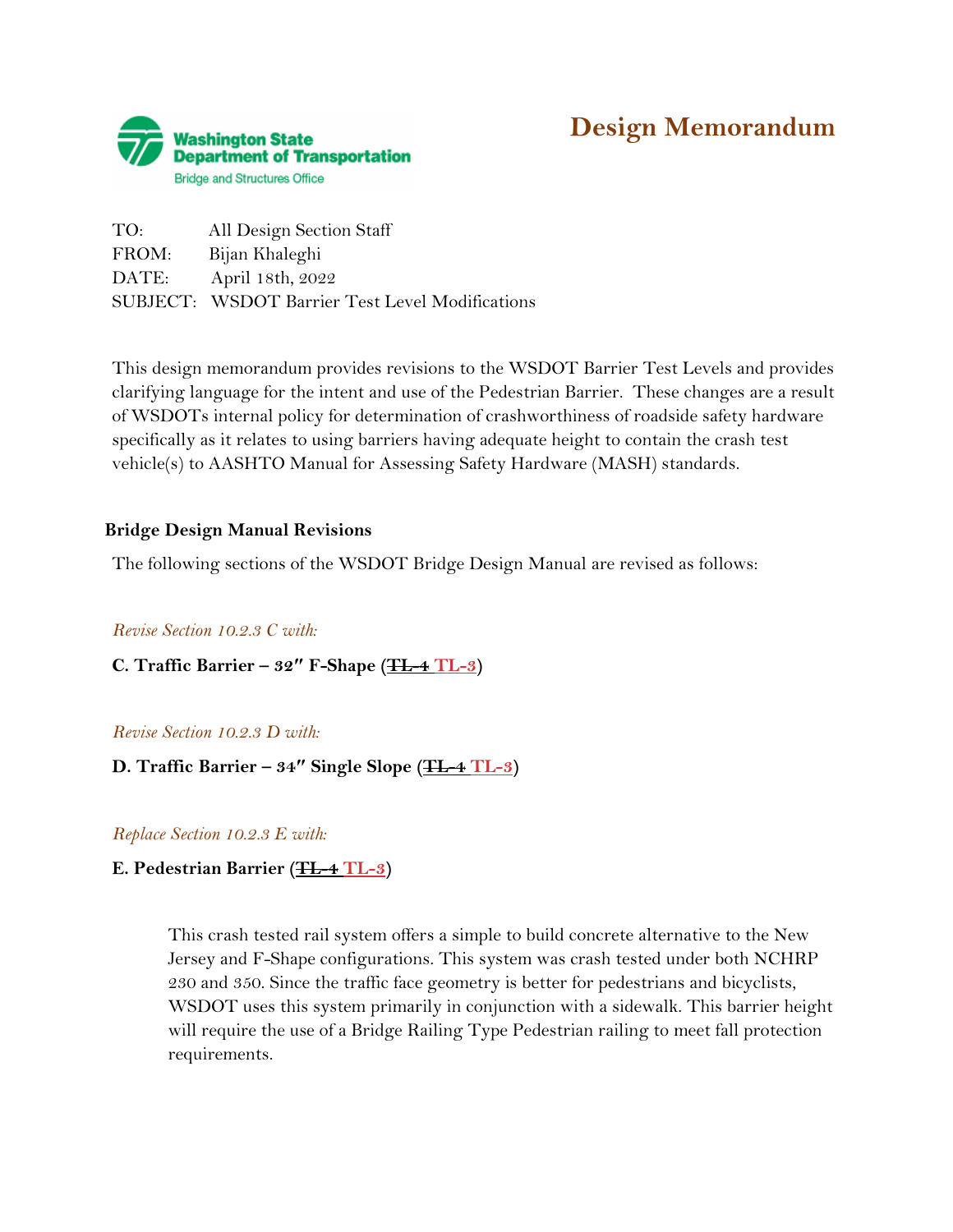Washington State Department of Transportation
Bridge and Structures Office

# Design Memorandum

TO: All Design Section Staff
FROM: Bijan Khaleghi
DATE: April 18th, 2022
SUBJECT: WSDOT Barrier Test Level Modifications

This design memorandum provides revisions to the WSDOT Barrier Test Levels and provides clarifying language for the intent and use of the Pedestrian Barrier. These changes are a result of WSDOTs internal policy for determination of crashworthiness of roadside safety hardware specifically as it relates to using barriers having adequate height to contain the crash test vehicle(s) to AASHTO Manual for Assessing Safety Hardware (MASH) standards.

## Bridge Design Manual Revisions

The following sections of the WSDOT Bridge Design Manual are revised as follows:

*Revise Section 10.2.3 C with:*

**C. Traffic Barrier – 32″ F-Shape (~~TL-4~~ TL-3)**

*Revise Section 10.2.3 D with:*

**D. Traffic Barrier – 34″ Single Slope (~~TL-4~~ TL-3)**

*Replace Section 10.2.3 E with:*

**E. Pedestrian Barrier (~~TL-4~~ TL-3)**

> This crash tested rail system offers a simple to build concrete alternative to the New Jersey and F-Shape configurations. This system was crash tested under both NCHRP 230 and 350. Since the traffic face geometry is better for pedestrians and bicyclists, WSDOT uses this system primarily in conjunction with a sidewalk. This barrier height will require the use of a Bridge Railing Type Pedestrian railing to meet fall protection requirements.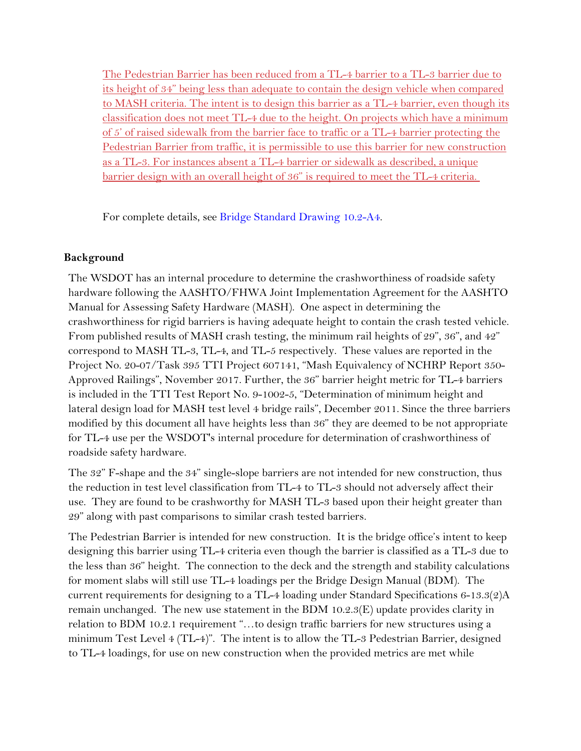The Pedestrian Barrier has been reduced from a TL-4 barrier to a TL-3 barrier due to its height of 34" being less than adequate to contain the design vehicle when compared to MASH criteria. The intent is to design this barrier as a TL-4 barrier, even though its classification does not meet TL-4 due to the height. On projects which have a minimum of 5' of raised sidewalk from the barrier face to traffic or a TL-4 barrier protecting the Pedestrian Barrier from traffic, it is permissible to use this barrier for new construction as a TL-3. For instances absent a TL-4 barrier or sidewalk as described, a unique barrier design with an overall height of 36" is required to meet the TL-4 criteria.

For complete details, see Bridge Standard Drawing 10.2-A4.

**Background**

The WSDOT has an internal procedure to determine the crashworthiness of roadside safety hardware following the AASHTO/FHWA Joint Implementation Agreement for the AASHTO Manual for Assessing Safety Hardware (MASH). One aspect in determining the crashworthiness for rigid barriers is having adequate height to contain the crash tested vehicle. From published results of MASH crash testing, the minimum rail heights of 29", 36", and 42" correspond to MASH TL-3, TL-4, and TL-5 respectively. These values are reported in the Project No. 20-07/Task 395 TTI Project 607141, "Mash Equivalency of NCHRP Report 350-Approved Railings", November 2017. Further, the 36" barrier height metric for TL-4 barriers is included in the TTI Test Report No. 9-1002-5, "Determination of minimum height and lateral design load for MASH test level 4 bridge rails", December 2011. Since the three barriers modified by this document all have heights less than 36" they are deemed to be not appropriate for TL-4 use per the WSDOT's internal procedure for determination of crashworthiness of roadside safety hardware.

The 32" F-shape and the 34" single-slope barriers are not intended for new construction, thus the reduction in test level classification from TL-4 to TL-3 should not adversely affect their use. They are found to be crashworthy for MASH TL-3 based upon their height greater than 29" along with past comparisons to similar crash tested barriers.

The Pedestrian Barrier is intended for new construction. It is the bridge office's intent to keep designing this barrier using TL-4 criteria even though the barrier is classified as a TL-3 due to the less than 36" height. The connection to the deck and the strength and stability calculations for moment slabs will still use TL-4 loadings per the Bridge Design Manual (BDM). The current requirements for designing to a TL-4 loading under Standard Specifications 6-13.3(2)A remain unchanged. The new use statement in the BDM 10.2.3(E) update provides clarity in relation to BDM 10.2.1 requirement "…to design traffic barriers for new structures using a minimum Test Level 4 (TL-4)". The intent is to allow the TL-3 Pedestrian Barrier, designed to TL-4 loadings, for use on new construction when the provided metrics are met while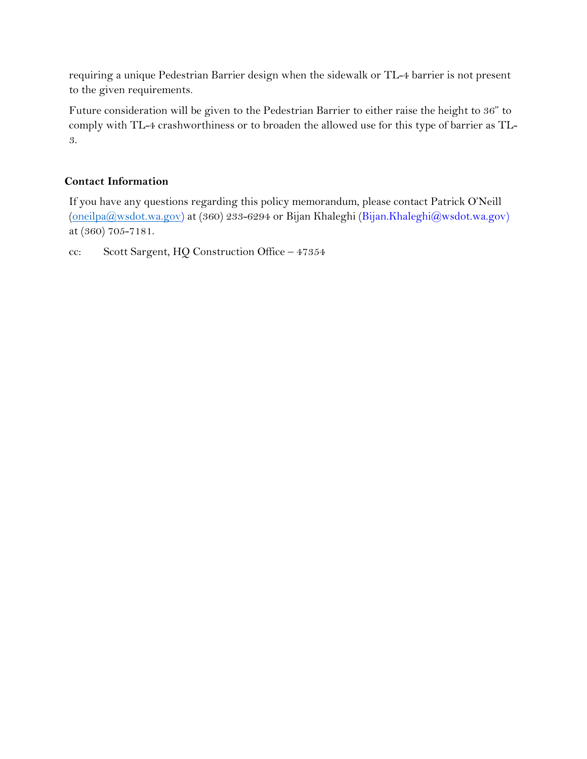requiring a unique Pedestrian Barrier design when the sidewalk or TL-4 barrier is not present to the given requirements.

Future consideration will be given to the Pedestrian Barrier to either raise the height to 36" to comply with TL-4 crashworthiness or to broaden the allowed use for this type of barrier as TL-3.

**Contact Information**

If you have any questions regarding this policy memorandum, please contact Patrick O'Neill (oneilpa@wsdot.wa.gov) at (360) 233-6294 or Bijan Khaleghi (Bijan.Khaleghi@wsdot.wa.gov) at (360) 705-7181.

cc: Scott Sargent, HQ Construction Office – 47354